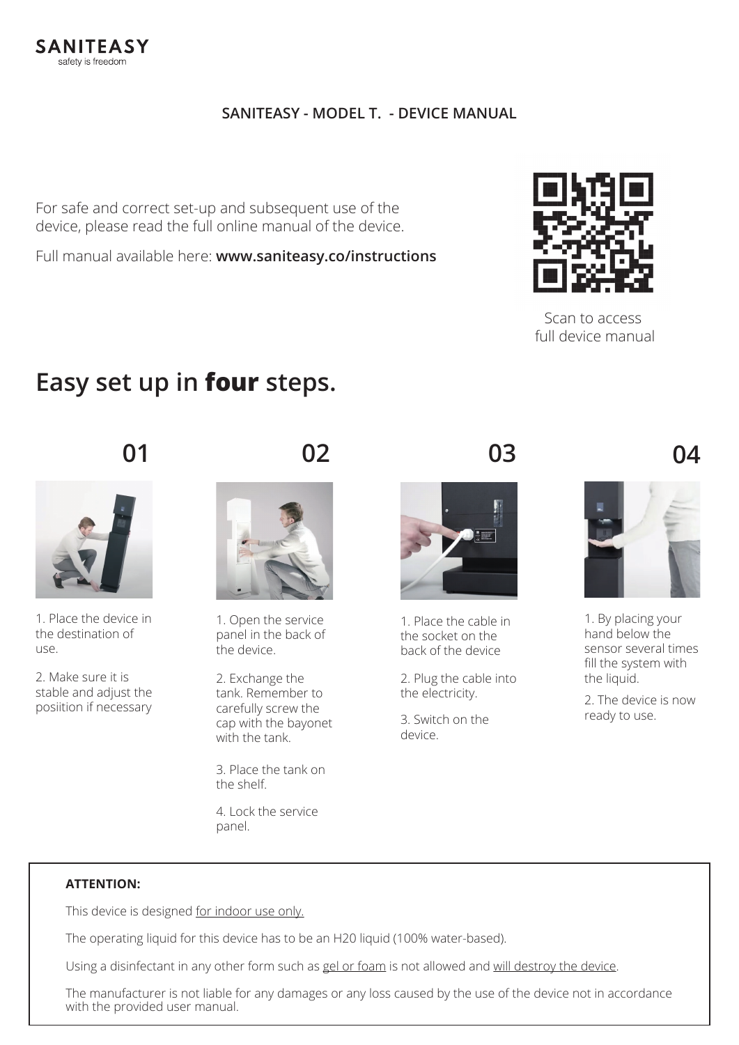**SANITEASY**
safety is freedom

## SANITEASY - MODEL T. - DEVICE MANUAL

For safe and correct set-up and subsequent use of the device, please read the full online manual of the device.

Full manual available here: **www.saniteasy.co/instructions**

Scan to access full device manual

# Easy set up in **four** steps.

### 01

1. Place the device in the destination of use.

2. Make sure it is stable and adjust the posiition if necessary

### 02

1. Open the service panel in the back of the device.

2. Exchange the tank. Remember to carefully screw the cap with the bayonet with the tank.

3. Place the tank on the shelf.

4. Lock the service panel.

### 03

1. Place the cable in the socket on the back of the device

2. Plug the cable into the electricity.

3. Switch on the device.

### 04

1. By placing your hand below the sensor several times fill the system with the liquid.

2. The device is now ready to use.

**ATTENTION:**

This device is designed for indoor use only.

The operating liquid for this device has to be an H20 liquid (100% water-based).

Using a disinfectant in any other form such as gel or foam is not allowed and will destroy the device.

The manufacturer is not liable for any damages or any loss caused by the use of the device not in accordance with the provided user manual.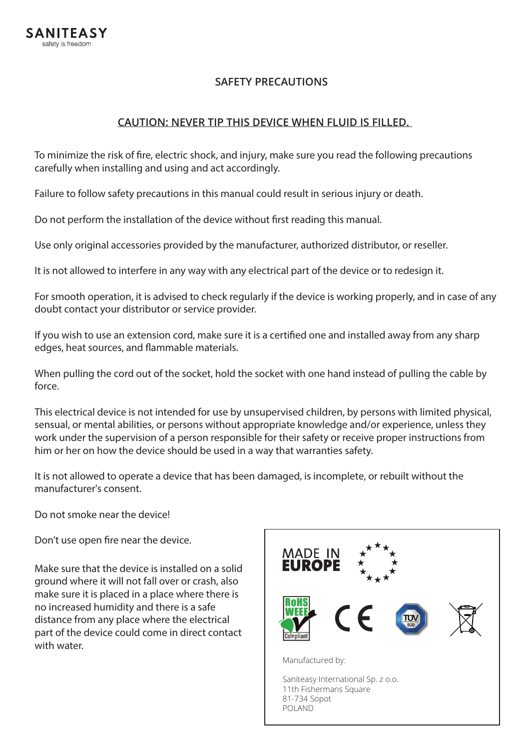SANITEASY
safety is freedom

## SAFETY PRECAUTIONS

### CAUTION: NEVER TIP THIS DEVICE WHEN FLUID IS FILLED.

To minimize the risk of fire, electric shock, and injury, make sure you read the following precautions carefully when installing and using and act accordingly.

Failure to follow safety precautions in this manual could result in serious injury or death.

Do not perform the installation of the device without first reading this manual.

Use only original accessories provided by the manufacturer, authorized distributor, or reseller.

It is not allowed to interfere in any way with any electrical part of the device or to redesign it.

For smooth operation, it is advised to check regularly if the device is working properly, and in case of any doubt contact your distributor or service provider.

If you wish to use an extension cord, make sure it is a certified one and installed away from any sharp edges, heat sources, and flammable materials.

When pulling the cord out of the socket, hold the socket with one hand instead of pulling the cable by force.

This electrical device is not intended for use by unsupervised children, by persons with limited physical, sensual, or mental abilities, or persons without appropriate knowledge and/or experience, unless they work under the supervision of a person responsible for their safety or receive proper instructions from him or her on how the device should be used in a way that warranties safety.

It is not allowed to operate a device that has been damaged, is incomplete, or rebuilt without the manufacturer's consent.

Do not smoke near the device!

Don't use open fire near the device.

Make sure that the device is installed on a solid ground where it will not fall over or crash, also make sure it is placed in a place where there is no increased humidity and there is a safe distance from any place where the electrical part of the device could come in direct contact with water.

MADE IN EUROPE

RoHS WEEE Compliant

CE

TÜV SÜD

Manufactured by:

Saniteasy International Sp. z o.o.
11th Fishermans Square
81-734 Sopot
POLAND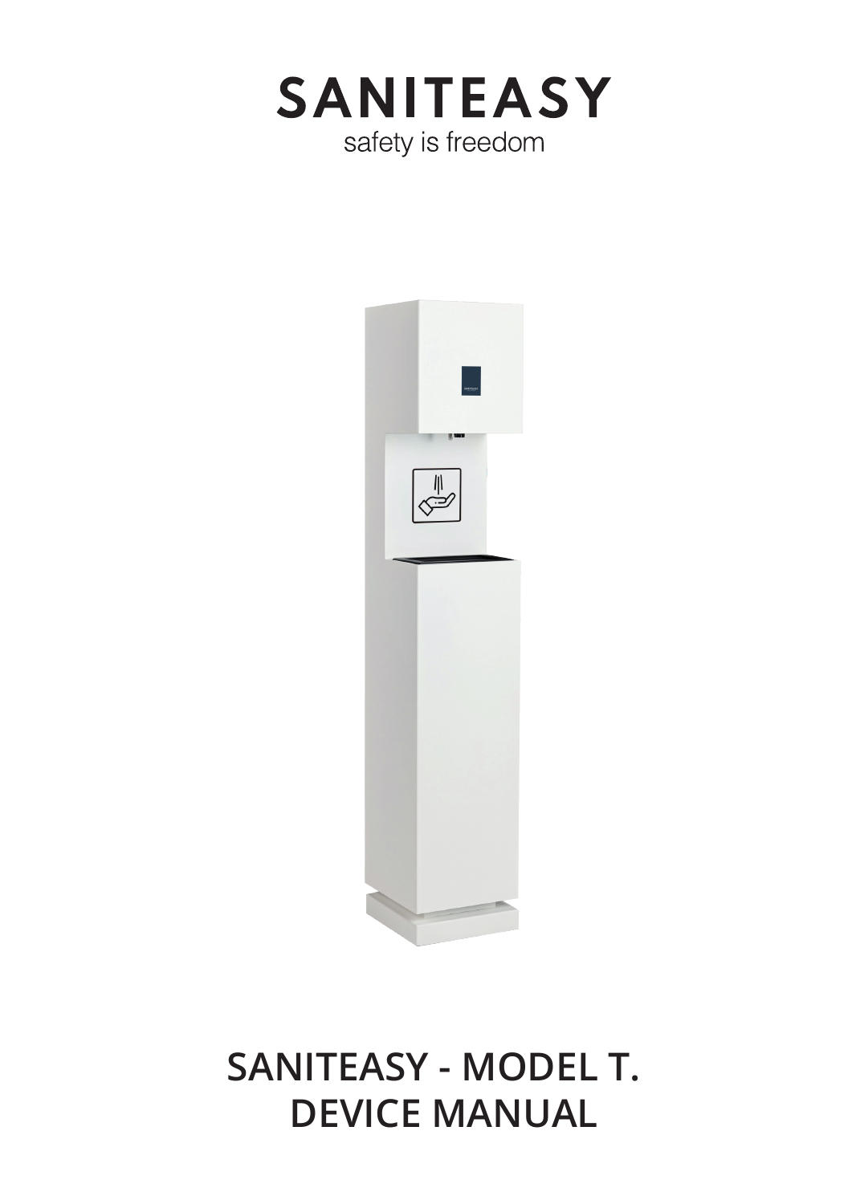# SANITEASY

safety is freedom

# SANITEASY - MODEL T. DEVICE MANUAL